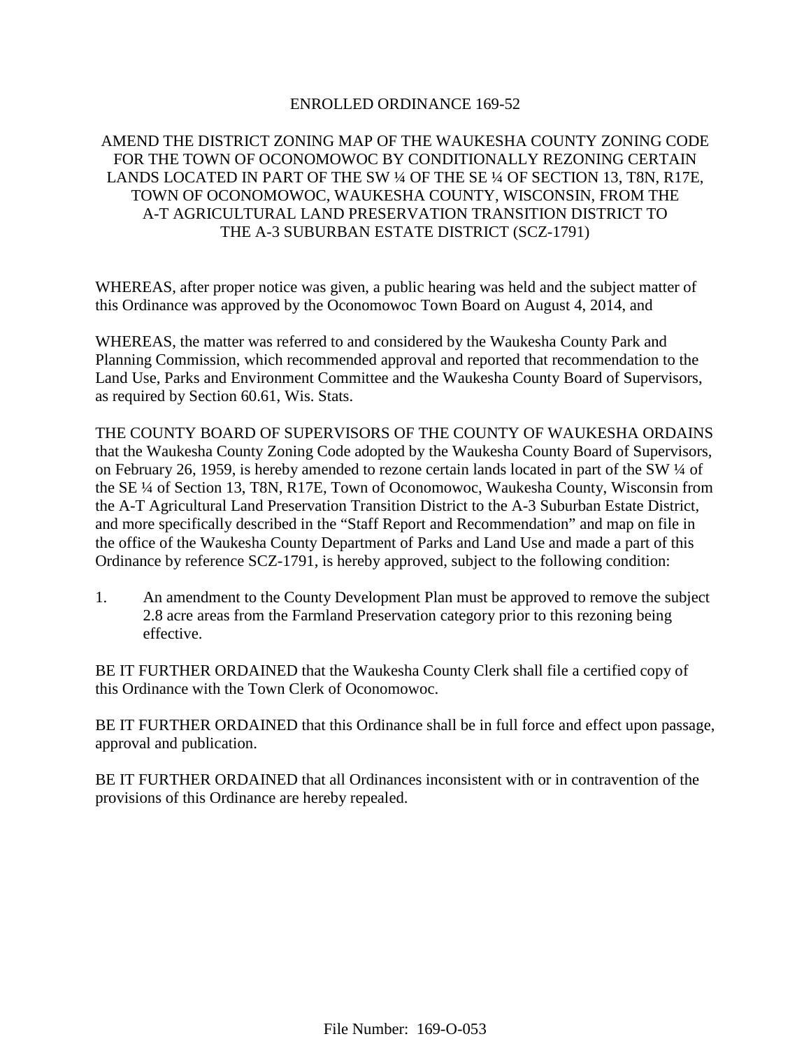# ENROLLED ORDINANCE 169-52

## AMEND THE DISTRICT ZONING MAP OF THE WAUKESHA COUNTY ZONING CODE FOR THE TOWN OF OCONOMOWOC BY CONDITIONALLY REZONING CERTAIN LANDS LOCATED IN PART OF THE SW ¼ OF THE SE ¼ OF SECTION 13, T8N, R17E, TOWN OF OCONOMOWOC, WAUKESHA COUNTY, WISCONSIN, FROM THE A-T AGRICULTURAL LAND PRESERVATION TRANSITION DISTRICT TO THE A-3 SUBURBAN ESTATE DISTRICT (SCZ-1791)

WHEREAS, after proper notice was given, a public hearing was held and the subject matter of this Ordinance was approved by the Oconomowoc Town Board on August 4, 2014, and

WHEREAS, the matter was referred to and considered by the Waukesha County Park and Planning Commission, which recommended approval and reported that recommendation to the Land Use, Parks and Environment Committee and the Waukesha County Board of Supervisors, as required by Section 60.61, Wis. Stats.

THE COUNTY BOARD OF SUPERVISORS OF THE COUNTY OF WAUKESHA ORDAINS that the Waukesha County Zoning Code adopted by the Waukesha County Board of Supervisors, on February 26, 1959, is hereby amended to rezone certain lands located in part of the SW ¼ of the SE ¼ of Section 13, T8N, R17E, Town of Oconomowoc, Waukesha County, Wisconsin from the A-T Agricultural Land Preservation Transition District to the A-3 Suburban Estate District, and more specifically described in the "Staff Report and Recommendation" and map on file in the office of the Waukesha County Department of Parks and Land Use and made a part of this Ordinance by reference SCZ-1791, is hereby approved, subject to the following condition:

1. An amendment to the County Development Plan must be approved to remove the subject 2.8 acre areas from the Farmland Preservation category prior to this rezoning being effective.

BE IT FURTHER ORDAINED that the Waukesha County Clerk shall file a certified copy of this Ordinance with the Town Clerk of Oconomowoc.

BE IT FURTHER ORDAINED that this Ordinance shall be in full force and effect upon passage, approval and publication.

BE IT FURTHER ORDAINED that all Ordinances inconsistent with or in contravention of the provisions of this Ordinance are hereby repealed.

File Number: 169-O-053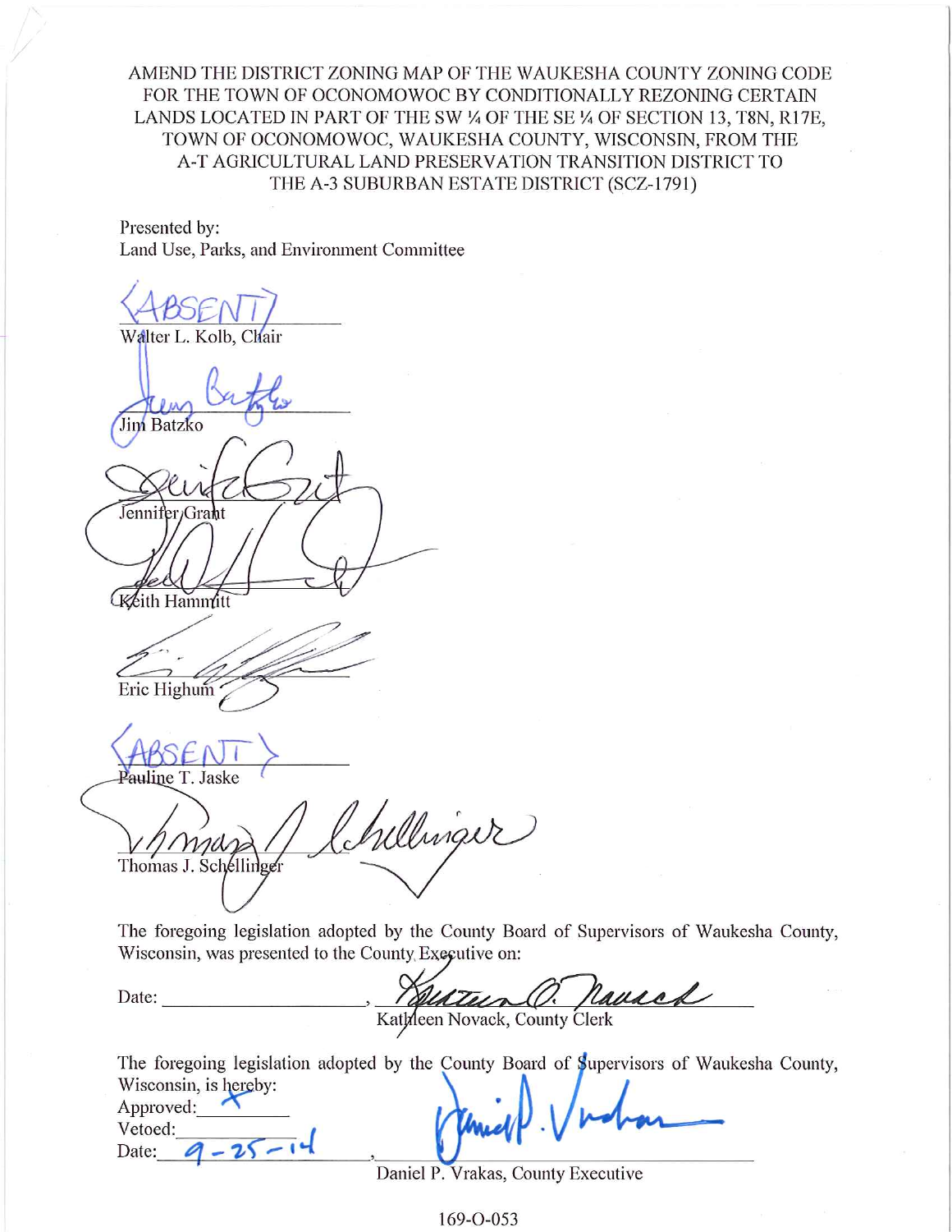AMEND THE DISTRICT ZONING MAP OF THE WAUKESHA COUNTY ZONING CODE FOR THE TOWN OF OCONOMOWOC BY CONDITIONALLY REZONING CERTAIN LANDS LOCATED IN PART OF THE SW ¼ OF THE SE ¼ OF SECTION 13, T8N, R17E, TOWN OF OCONOMOWOC, WAUKESHA COUNTY, WISCONSIN, FROM THE A-T AGRICULTURAL LAND PRESERVATION TRANSITION DISTRICT TO THE A-3 SUBURBAN ESTATE DISTRICT (SCZ-1791)

Presented by:
Land Use, Parks, and Environment Committee

<ABSENT>
Walter L. Kolb, Chair

Jim Batzko

Jennifer Grant

Keith Hammitt

Eric Highum

<ABSENT>
Pauline T. Jaske

Thomas J. Schellinger

The foregoing legislation adopted by the County Board of Supervisors of Waukesha County, Wisconsin, was presented to the County Executive on:

Date: ____________________, 
Kathleen Novack, County Clerk

The foregoing legislation adopted by the County Board of Supervisors of Waukesha County, Wisconsin, is hereby:

Approved: X
Vetoed: ________
Date: 9-25-14, 
Daniel P. Vrakas, County Executive

169-O-053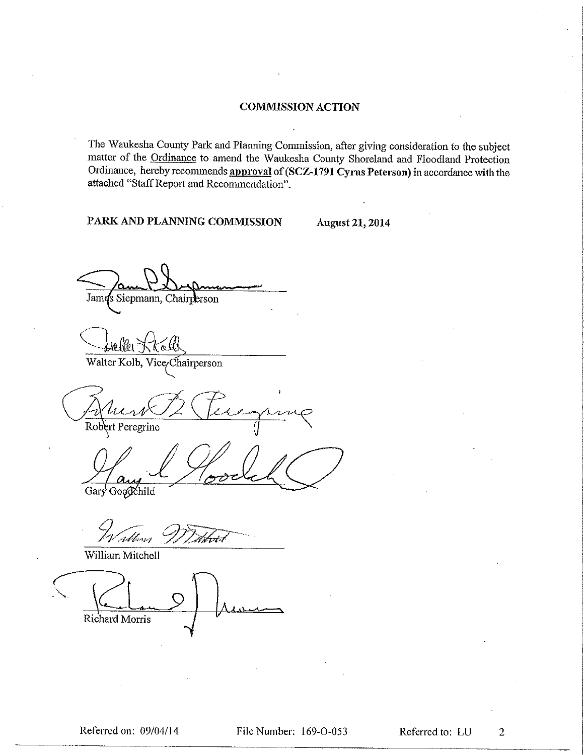## COMMISSION ACTION

The Waukesha County Park and Planning Commission, after giving consideration to the subject matter of the Ordinance to amend the Waukesha County Shoreland and Floodland Protection Ordinance, hereby recommends **approval** of **(SCZ-1791 Cyrus Peterson)** in accordance with the attached "Staff Report and Recommendation".

**PARK AND PLANNING COMMISSION** **August 21, 2014**

James Siepmann, Chairperson

Walter Kolb, Vice Chairperson

Robert Peregrine

Gary Goodchild

William Mitchell

Richard Morris

Referred on: 09/04/14 File Number: 169-O-053 Referred to: LU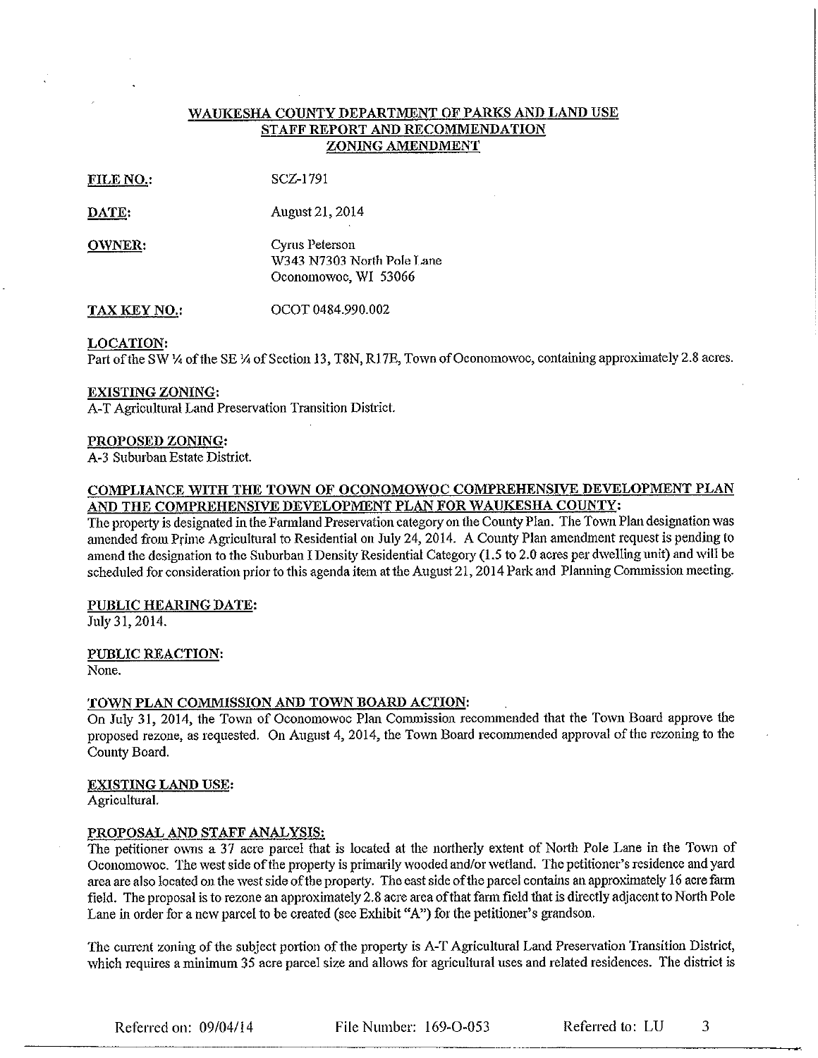# WAUKESHA COUNTY DEPARTMENT OF PARKS AND LAND USE
## STAFF REPORT AND RECOMMENDATION
## ZONING AMENDMENT

**FILE NO.:** SCZ-1791

**DATE:** August 21, 2014

**OWNER:** Cyrus Peterson
W343 N7303 North Pole Lane
Oconomowoc, WI 53066

**TAX KEY NO.:** OCOT 0484.990.002

**LOCATION:**
Part of the SW ¼ of the SE ¼ of Section 13, T8N, R17E, Town of Oconomowoc, containing approximately 2.8 acres.

**EXISTING ZONING:**
A-T Agricultural Land Preservation Transition District.

**PROPOSED ZONING:**
A-3 Suburban Estate District.

**COMPLIANCE WITH THE TOWN OF OCONOMOWOC COMPREHENSIVE DEVELOPMENT PLAN AND THE COMPREHENSIVE DEVELOPMENT PLAN FOR WAUKESHA COUNTY:**
The property is designated in the Farmland Preservation category on the County Plan. The Town Plan designation was amended from Prime Agricultural to Residential on July 24, 2014. A County Plan amendment request is pending to amend the designation to the Suburban I Density Residential Category (1.5 to 2.0 acres per dwelling unit) and will be scheduled for consideration prior to this agenda item at the August 21, 2014 Park and Planning Commission meeting.

**PUBLIC HEARING DATE:**
July 31, 2014.

**PUBLIC REACTION:**
None.

**TOWN PLAN COMMISSION AND TOWN BOARD ACTION:**
On July 31, 2014, the Town of Oconomowoc Plan Commission recommended that the Town Board approve the proposed rezone, as requested. On August 4, 2014, the Town Board recommended approval of the rezoning to the County Board.

**EXISTING LAND USE:**
Agricultural.

**PROPOSAL AND STAFF ANALYSIS:**
The petitioner owns a 37 acre parcel that is located at the northerly extent of North Pole Lane in the Town of Oconomowoc. The west side of the property is primarily wooded and/or wetland. The petitioner's residence and yard area are also located on the west side of the property. The east side of the parcel contains an approximately 16 acre farm field. The proposal is to rezone an approximately 2.8 acre area of that farm field that is directly adjacent to North Pole Lane in order for a new parcel to be created (see Exhibit "A") for the petitioner's grandson.

The current zoning of the subject portion of the property is A-T Agricultural Land Preservation Transition District, which requires a minimum 35 acre parcel size and allows for agricultural uses and related residences. The district is

Referred on: 09/04/14 File Number: 169-O-053 Referred to: LU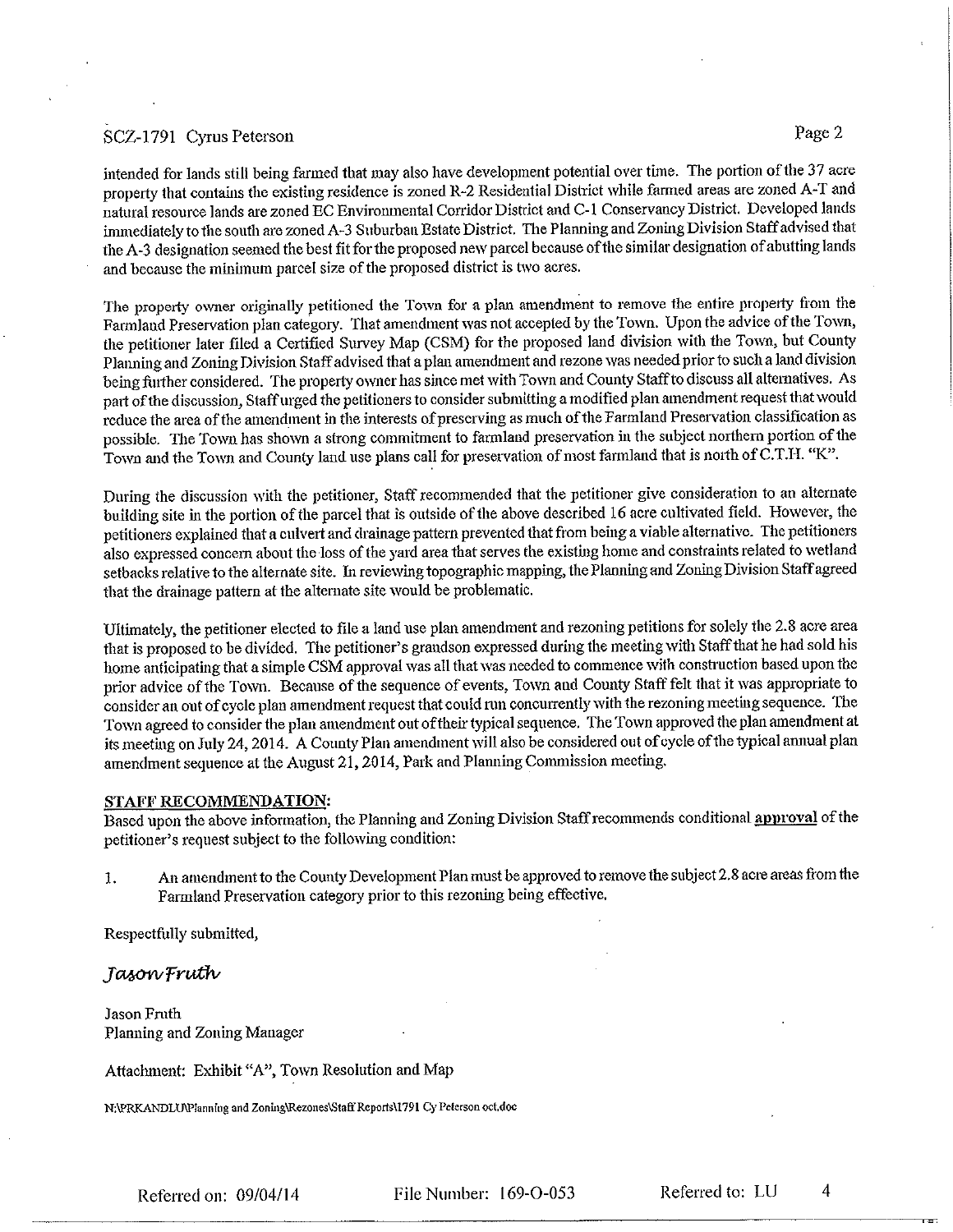intended for lands still being farmed that may also have development potential over time. The portion of the 37 acre property that contains the existing residence is zoned R-2 Residential District while farmed areas are zoned A-T and natural resource lands are zoned EC Environmental Corridor District and C-1 Conservancy District. Developed lands immediately to the south are zoned A-3 Suburban Estate District. The Planning and Zoning Division Staff advised that the A-3 designation seemed the best fit for the proposed new parcel because of the similar designation of abutting lands and because the minimum parcel size of the proposed district is two acres.

The property owner originally petitioned the Town for a plan amendment to remove the entire property from the Farmland Preservation plan category. That amendment was not accepted by the Town. Upon the advice of the Town, the petitioner later filed a Certified Survey Map (CSM) for the proposed land division with the Town, but County Planning and Zoning Division Staff advised that a plan amendment and rezone was needed prior to such a land division being further considered. The property owner has since met with Town and County Staff to discuss all alternatives. As part of the discussion, Staff urged the petitioners to consider submitting a modified plan amendment request that would reduce the area of the amendment in the interests of preserving as much of the Farmland Preservation classification as possible. The Town has shown a strong commitment to farmland preservation in the subject northern portion of the Town and the Town and County land use plans call for preservation of most farmland that is north of C.T.H. "K".

During the discussion with the petitioner, Staff recommended that the petitioner give consideration to an alternate building site in the portion of the parcel that is outside of the above described 16 acre cultivated field. However, the petitioners explained that a culvert and drainage pattern prevented that from being a viable alternative. The petitioners also expressed concern about the loss of the yard area that serves the existing home and constraints related to wetland setbacks relative to the alternate site. In reviewing topographic mapping, the Planning and Zoning Division Staff agreed that the drainage pattern at the alternate site would be problematic.

Ultimately, the petitioner elected to file a land use plan amendment and rezoning petitions for solely the 2.8 acre area that is proposed to be divided. The petitioner's grandson expressed during the meeting with Staff that he had sold his home anticipating that a simple CSM approval was all that was needed to commence with construction based upon the prior advice of the Town. Because of the sequence of events, Town and County Staff felt that it was appropriate to consider an out of cycle plan amendment request that could run concurrently with the rezoning meeting sequence. The Town agreed to consider the plan amendment out of their typical sequence. The Town approved the plan amendment at its meeting on July 24, 2014. A County Plan amendment will also be considered out of cycle of the typical annual plan amendment sequence at the August 21, 2014, Park and Planning Commission meeting.

**STAFF RECOMMENDATION:**

Based upon the above information, the Planning and Zoning Division Staff recommends conditional **approval** of the petitioner's request subject to the following condition:

1. An amendment to the County Development Plan must be approved to remove the subject 2.8 acre areas from the Farmland Preservation category prior to this rezoning being effective.

Respectfully submitted,

*Jason Fruth*

Jason Fruth
Planning and Zoning Manager

Attachment: Exhibit "A", Town Resolution and Map

N:\PRKANDLU\Planning and Zoning\Rezones\Staff Reports\1791 Cy Peterson oct.doc

Referred on: 09/04/14 File Number: 169-O-053 Referred to: LU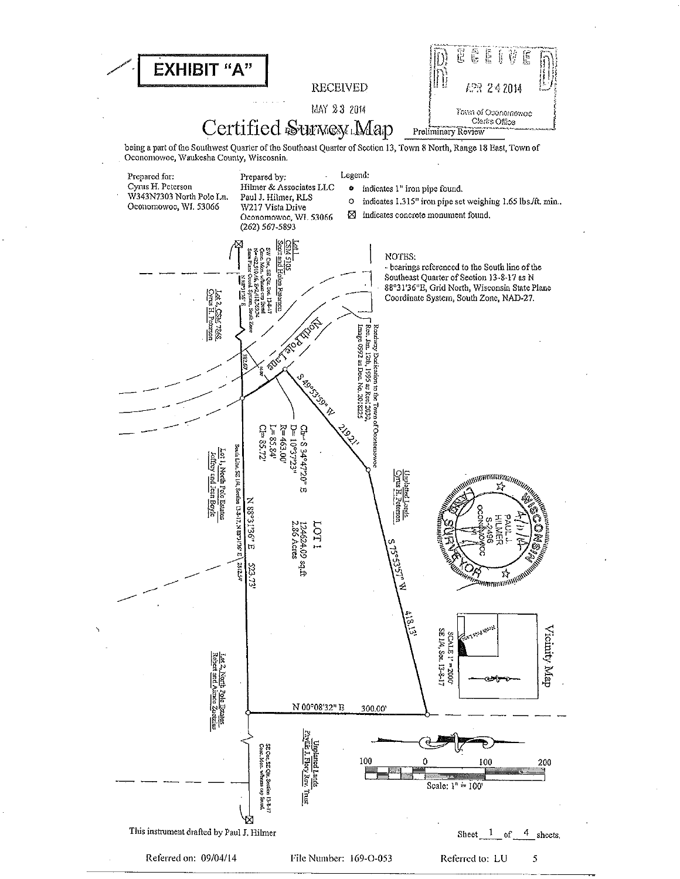# EXHIBIT "A"

RECEIVED

MAY 23 2014

RECEIVED

APR 24 2014

Town of Oconomowoc
Clerks Office

# Certified Survey Map

Preliminary Review

being a part of the Southwest Quarter of the Southeast Quarter of Section 13, Town 8 North, Range 18 East, Town of Oconomowoc, Waukesha County, Wisconsin.

Prepared for:
Cyrus H. Peterson
W343N7303 North Pole Ln.
Oconomowoc, WI. 53066

Prepared by:
Hilmer & Associates LLC
Paul J. Hilmer, RLS
W217 Vista Drive
Oconomowoc, WI. 53066
(262) 567-5893

Legend:
- ● indicates 1" iron pipe found.
- ○ indicates 1.315" iron pipe set weighing 1.65 lbs./ft. min..
- ☒ indicates concrete monument found.

NOTES:
- bearings referenced to the South line of the Southeast Quarter of Section 13-8-17 as N 88°31'36"E, Grid North, Wisconsin State Plane Coordinate System, South Zone, NAD-27.

Lot 1, CSM 5105, Scott and Helen Peterson

SW Cor., SE Qtr. Sec. 13-8-17, Conc. Mon. w/brass cap found, N=422510.46, E=2413700.74, State Plane Coord. System, South Zone

Lot 2, CSM 7668, Cyrus H. Peterson

North Pole Lane

Roadway Dedication to the Town of Oconomowoc Rec. Jun. 12th, 1995 as Reel 2030, Image 0592 as Doc. No. 2018225

S 49°53'59" W 219.21'

Ch= S 34°47'20" E
D= 10°37'23"
R= 463.00'
L= 85.84'
Ch= 85.72'

Unplatted Lands, Cyrus H. Peterson

LOT 1
124624.09 sq.ft.
2.86 Acres

S 75°53'57" W 418.13'

Lot 1, North Pole Estates, Jeffrey and Jean Boyle

South Line, SE 1/4, Section 13-8-17, N 88°31'36" E 2612.54'

N 88°31'36" E 523.73'

Lot 2, North Pole Estates, Robert and Aimee Zautcke

N 00°08'32" E 300.00'

Unplatted Lands, Phyllis J. Flory Rev. Trust

SE Cor., SE Qtr. Section 13-8-17, Conc. Mon. w/brass cap found.

WISCONSIN, PAUL J. HILMER, S-2496, OCONOMOWOC, WI, SURVEYOR, 4/11/14

Vicinity Map, SE 1/4, Sec. 13-8-17, SCALE 1" = 2000'

Scale: 1" = 100'

This instrument drafted by Paul J. Hilmer

Sheet 1 of 4 sheets.

Referred on: 09/04/14 | File Number: 169-O-053 | Referred to: LU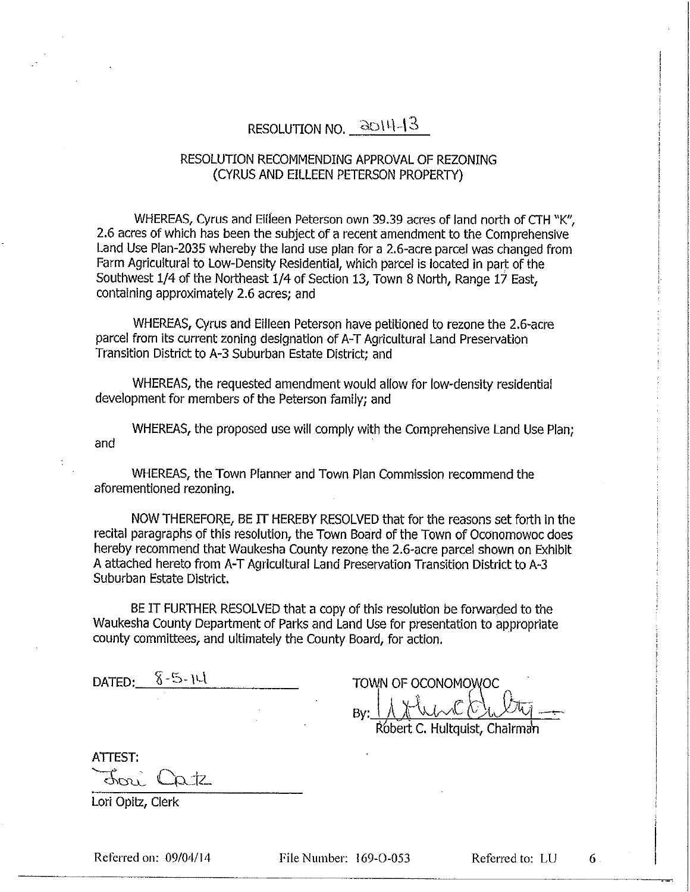# RESOLUTION NO. 2014-13

## RESOLUTION RECOMMENDING APPROVAL OF REZONING (CYRUS AND EILLEEN PETERSON PROPERTY)

WHEREAS, Cyrus and Eilleen Peterson own 39.39 acres of land north of CTH "K", 2.6 acres of which has been the subject of a recent amendment to the Comprehensive Land Use Plan-2035 whereby the land use plan for a 2.6-acre parcel was changed from Farm Agricultural to Low-Density Residential, which parcel is located in part of the Southwest 1/4 of the Northeast 1/4 of Section 13, Town 8 North, Range 17 East, containing approximately 2.6 acres; and

WHEREAS, Cyrus and Eilleen Peterson have petitioned to rezone the 2.6-acre parcel from its current zoning designation of A-T Agricultural Land Preservation Transition District to A-3 Suburban Estate District; and

WHEREAS, the requested amendment would allow for low-density residential development for members of the Peterson family; and

WHEREAS, the proposed use will comply with the Comprehensive Land Use Plan; and

WHEREAS, the Town Planner and Town Plan Commission recommend the aforementioned rezoning.

NOW THEREFORE, BE IT HEREBY RESOLVED that for the reasons set forth in the recital paragraphs of this resolution, the Town Board of the Town of Oconomowoc does hereby recommend that Waukesha County rezone the 2.6-acre parcel shown on Exhibit A attached hereto from A-T Agricultural Land Preservation Transition District to A-3 Suburban Estate District.

BE IT FURTHER RESOLVED that a copy of this resolution be forwarded to the Waukesha County Department of Parks and Land Use for presentation to appropriate county committees, and ultimately the County Board, for action.

DATED: 8-5-14

TOWN OF OCONOMOWOC

By: ______________________
Robert C. Hultquist, Chairman

ATTEST:

______________________
Lori Opitz, Clerk

Referred on: 09/04/14 File Number: 169-O-053 Referred to: LU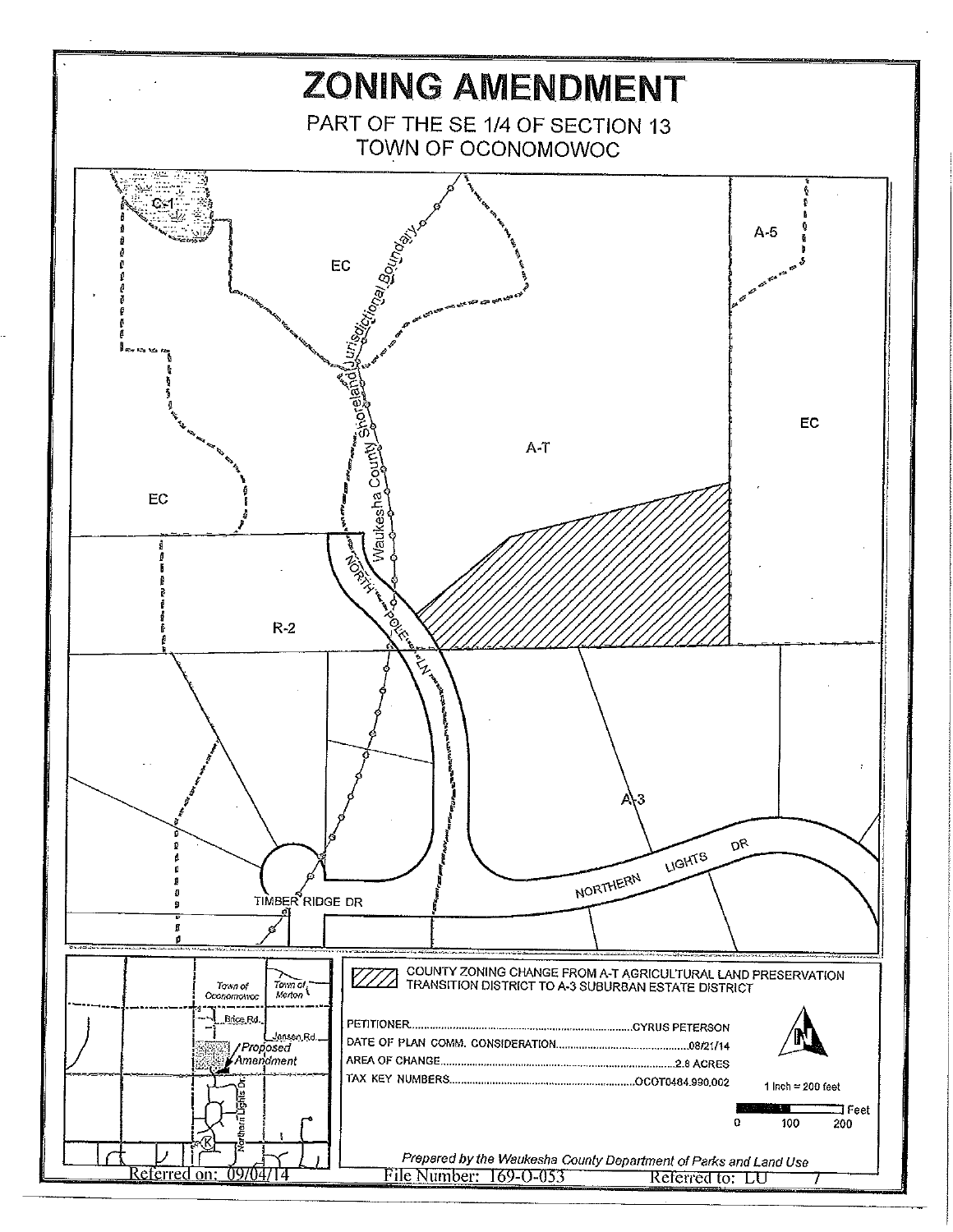# ZONING AMENDMENT

PART OF THE SE 1/4 OF SECTION 13
TOWN OF OCONOMOWOC

C-1

EC

A-5

Waukesha County Shoreland Jurisdictional Boundary

EC

A-T

EC

NORTH POLE LN

R-2

A-3

NORTHERN LIGHTS DR

TIMBER RIDGE DR

Town of Oconomowoc | Town of Merton

Brice Rd.

Jansen Rd.

Proposed Amendment

Northern Lights Dr.

K

COUNTY ZONING CHANGE FROM A-T AGRICULTURAL LAND PRESERVATION TRANSITION DISTRICT TO A-3 SUBURBAN ESTATE DISTRICT

PETITIONER....................................................CYRUS PETERSON
DATE OF PLAN COMM. CONSIDERATION....................................08/21/14
AREA OF CHANGE....................................................2.8 ACRES
TAX KEY NUMBERS..................................................OCOT0464.990.002

N

1 inch = 200 feet

0 100 200 Feet

*Prepared by the Waukesha County Department of Parks and Land Use*

Referred on: 09/04/14 File Number: 169-O-053 Referred to: LU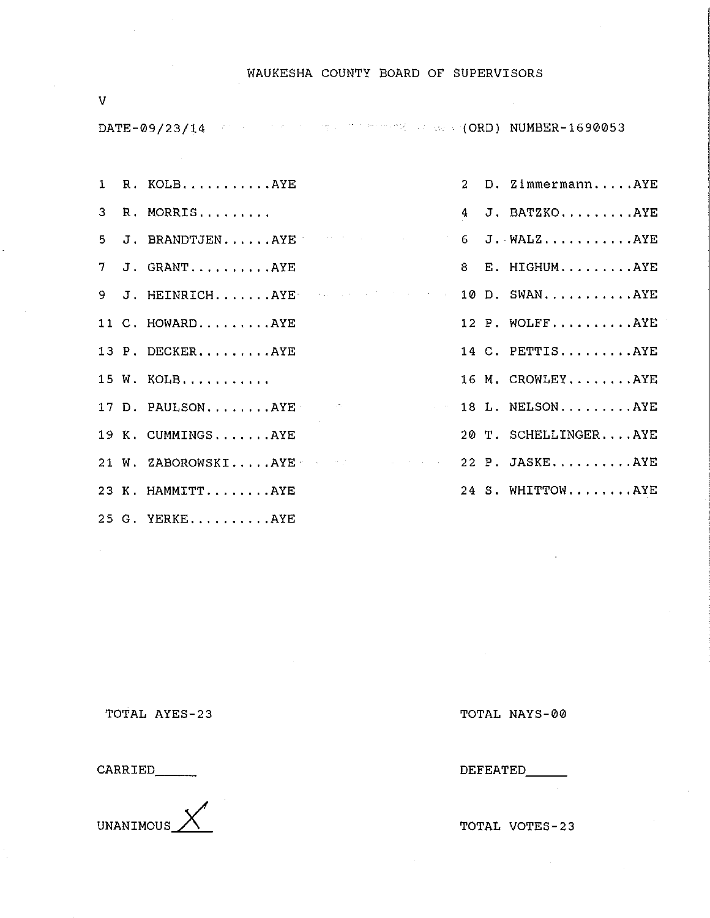# WAUKESHA COUNTY BOARD OF SUPERVISORS

V

DATE-09/23/14 (ORD) NUMBER-1690053

| | |
|---|---|
| 1 R. KOLB...........AYE | 2 D. Zimmermann.....AYE |
| 3 R. MORRIS......... | 4 J. BATZKO.........AYE |
| 5 J. BRANDTJEN......AYE | 6 J. WALZ...........AYE |
| 7 J. GRANT..........AYE | 8 E. HIGHUM.........AYE |
| 9 J. HEINRICH.......AYE | 10 D. SWAN...........AYE |
| 11 C. HOWARD.........AYE | 12 P. WOLFF..........AYE |
| 13 P. DECKER.........AYE | 14 C. PETTIS.........AYE |
| 15 W. KOLB........... | 16 M. CROWLEY........AYE |
| 17 D. PAULSON........AYE | 18 L. NELSON.........AYE |
| 19 K. CUMMINGS.......AYE | 20 T. SCHELLINGER....AYE |
| 21 W. ZABOROWSKI.....AYE | 22 P. JASKE..........AYE |
| 23 K. HAMMITT........AYE | 24 S. WHITTOW........AYE |
| 25 G. YERKE..........AYE | |

TOTAL AYES-23 TOTAL NAYS-00

CARRIED______ DEFEATED______

UNANIMOUS X TOTAL VOTES-23